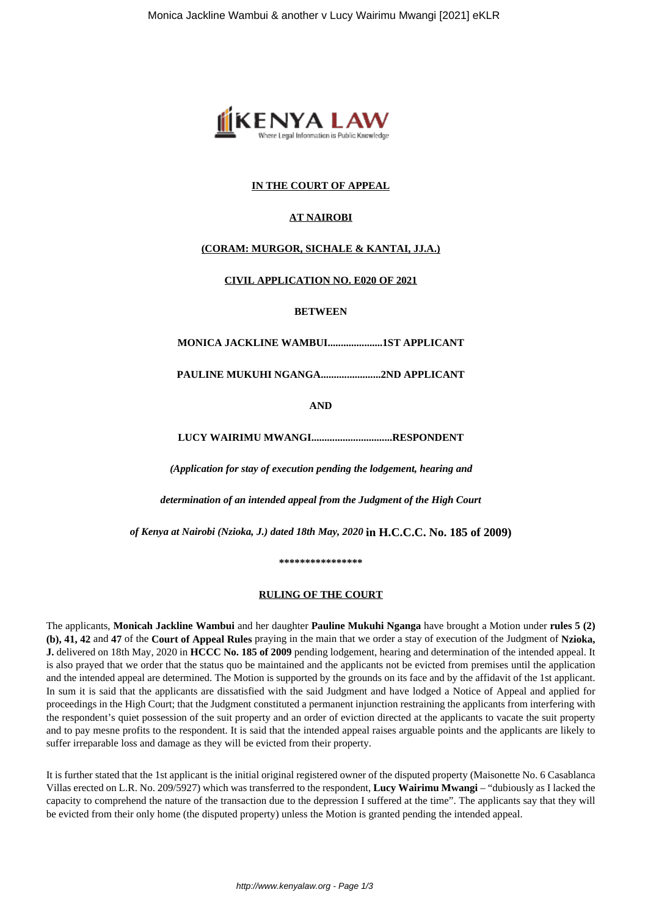**IN THE COURT OF APPEAL**

**AT NAIROBI**

**(CORAM: MURGOR, SICHALE & KANTAI, JJ.A.)**

**CIVIL APPLICATION NO. E020 OF 2021**

**BETWEEN**

**MONICA JACKLINE WAMBUI.....................1ST APPLICANT**

**PAULINE MUKUHI NGANGA.......................2ND APPLICANT**

**AND**

**LUCY WAIRIMU MWANGI...............................RESPONDENT**

*(Application for stay of execution pending the lodgement, hearing and determination of an intended appeal from the Judgment of the High Court of Kenya at Nairobi (Nzioka, J.) dated 18th May, 2020* **in H.C.C.C. No. 185 of 2009)**

\*\*\*\*\*\*\*\*\*\*\*\*\*\*\*\*

**RULING OF THE COURT**

The applicants, **Monicah Jackline Wambui** and her daughter **Pauline Mukuhi Nganga** have brought a Motion under **rules 5 (2) (b), 41, 42** and **47** of the **Court of Appeal Rules** praying in the main that we order a stay of execution of the Judgment of **Nzioka, J.** delivered on 18th May, 2020 in **HCCC No. 185 of 2009** pending lodgement, hearing and determination of the intended appeal. It is also prayed that we order that the status quo be maintained and the applicants not be evicted from premises until the application and the intended appeal are determined. The Motion is supported by the grounds on its face and by the affidavit of the 1st applicant. In sum it is said that the applicants are dissatisfied with the said Judgment and have lodged a Notice of Appeal and applied for proceedings in the High Court; that the Judgment constituted a permanent injunction restraining the applicants from interfering with the respondent's quiet possession of the suit property and an order of eviction directed at the applicants to vacate the suit property and to pay mesne profits to the respondent. It is said that the intended appeal raises arguable points and the applicants are likely to suffer irreparable loss and damage as they will be evicted from their property.

It is further stated that the 1st applicant is the initial original registered owner of the disputed property (Maisonette No. 6 Casablanca Villas erected on L.R. No. 209/5927) which was transferred to the respondent, **Lucy Wairimu Mwangi** – "dubiously as I lacked the capacity to comprehend the nature of the transaction due to the depression I suffered at the time". The applicants say that they will be evicted from their only home (the disputed property) unless the Motion is granted pending the intended appeal.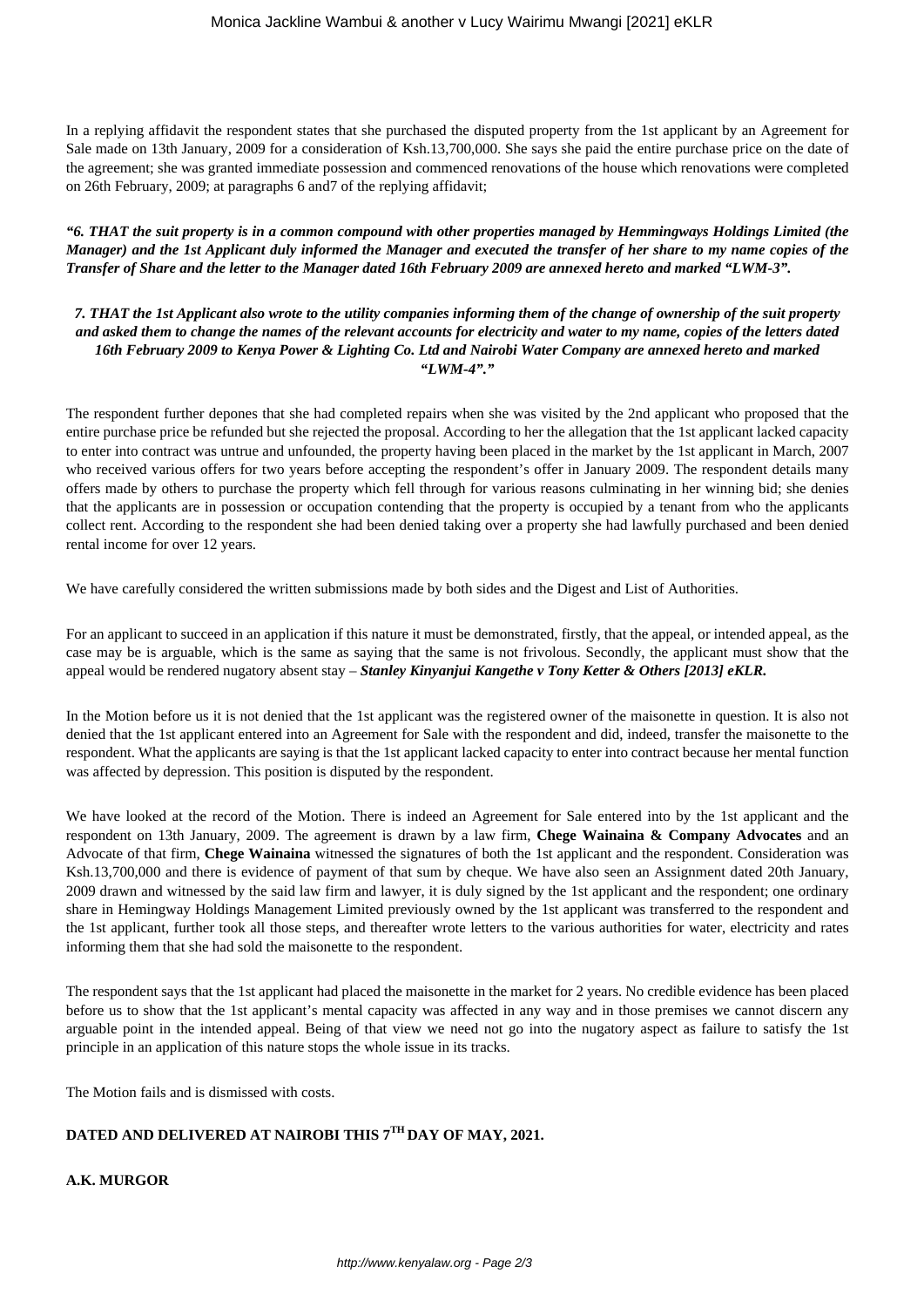In a replying affidavit the respondent states that she purchased the disputed property from the 1st applicant by an Agreement for Sale made on 13th January, 2009 for a consideration of Ksh.13,700,000. She says she paid the entire purchase price on the date of the agreement; she was granted immediate possession and commenced renovations of the house which renovations were completed on 26th February, 2009; at paragraphs 6 and7 of the replying affidavit;

***"6. THAT the suit property is in a common compound with other properties managed by Hemmingways Holdings Limited (the Manager) and the 1st Applicant duly informed the Manager and executed the transfer of her share to my name copies of the Transfer of Share and the letter to the Manager dated 16th February 2009 are annexed hereto and marked "LWM-3".***

***7. THAT the 1st Applicant also wrote to the utility companies informing them of the change of ownership of the suit property and asked them to change the names of the relevant accounts for electricity and water to my name, copies of the letters dated 16th February 2009 to Kenya Power & Lighting Co. Ltd and Nairobi Water Company are annexed hereto and marked "LWM-4"."***

The respondent further depones that she had completed repairs when she was visited by the 2nd applicant who proposed that the entire purchase price be refunded but she rejected the proposal. According to her the allegation that the 1st applicant lacked capacity to enter into contract was untrue and unfounded, the property having been placed in the market by the 1st applicant in March, 2007 who received various offers for two years before accepting the respondent's offer in January 2009. The respondent details many offers made by others to purchase the property which fell through for various reasons culminating in her winning bid; she denies that the applicants are in possession or occupation contending that the property is occupied by a tenant from who the applicants collect rent. According to the respondent she had been denied taking over a property she had lawfully purchased and been denied rental income for over 12 years.

We have carefully considered the written submissions made by both sides and the Digest and List of Authorities.

For an applicant to succeed in an application if this nature it must be demonstrated, firstly, that the appeal, or intended appeal, as the case may be is arguable, which is the same as saying that the same is not frivolous. Secondly, the applicant must show that the appeal would be rendered nugatory absent stay – ***Stanley Kinyanjui Kangethe v Tony Ketter & Others [2013] eKLR.***

In the Motion before us it is not denied that the 1st applicant was the registered owner of the maisonette in question. It is also not denied that the 1st applicant entered into an Agreement for Sale with the respondent and did, indeed, transfer the maisonette to the respondent. What the applicants are saying is that the 1st applicant lacked capacity to enter into contract because her mental function was affected by depression. This position is disputed by the respondent.

We have looked at the record of the Motion. There is indeed an Agreement for Sale entered into by the 1st applicant and the respondent on 13th January, 2009. The agreement is drawn by a law firm, **Chege Wainaina & Company Advocates** and an Advocate of that firm, **Chege Wainaina** witnessed the signatures of both the 1st applicant and the respondent. Consideration was Ksh.13,700,000 and there is evidence of payment of that sum by cheque. We have also seen an Assignment dated 20th January, 2009 drawn and witnessed by the said law firm and lawyer, it is duly signed by the 1st applicant and the respondent; one ordinary share in Hemingway Holdings Management Limited previously owned by the 1st applicant was transferred to the respondent and the 1st applicant, further took all those steps, and thereafter wrote letters to the various authorities for water, electricity and rates informing them that she had sold the maisonette to the respondent.

The respondent says that the 1st applicant had placed the maisonette in the market for 2 years. No credible evidence has been placed before us to show that the 1st applicant's mental capacity was affected in any way and in those premises we cannot discern any arguable point in the intended appeal. Being of that view we need not go into the nugatory aspect as failure to satisfy the 1st principle in an application of this nature stops the whole issue in its tracks.

The Motion fails and is dismissed with costs.

**DATED AND DELIVERED AT NAIROBI THIS 7TH DAY OF MAY, 2021.**

**A.K. MURGOR**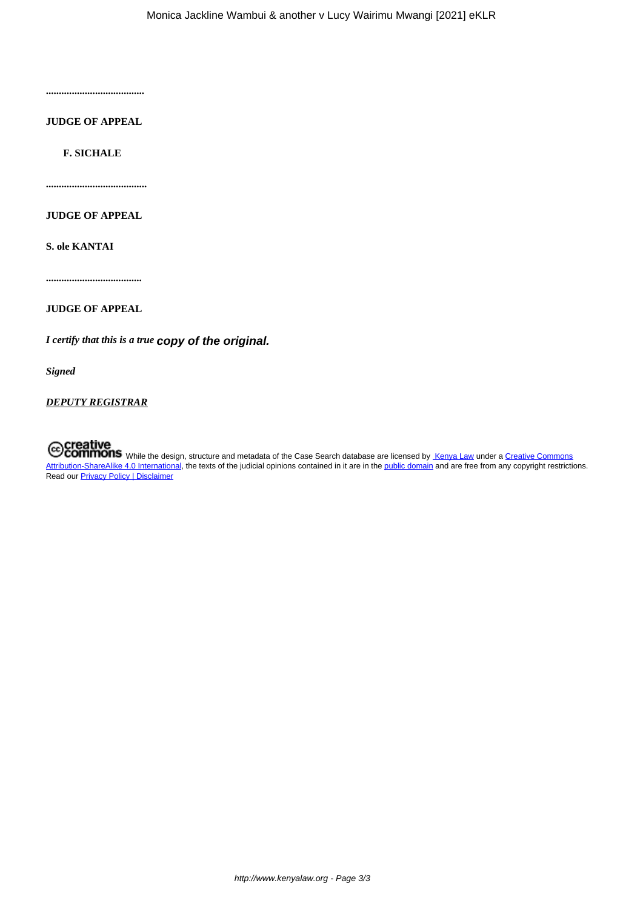......................................

**JUDGE OF APPEAL**

**F. SICHALE**

.......................................

**JUDGE OF APPEAL**

**S. ole KANTAI**

.....................................

**JUDGE OF APPEAL**

*I certify that this is a true* ***copy of the original.***

***Signed***

***DEPUTY REGISTRAR***

While the design, structure and metadata of the Case Search database are licensed by Kenya Law under a Creative Commons Attribution-ShareAlike 4.0 International, the texts of the judicial opinions contained in it are in the public domain and are free from any copyright restrictions. Read our Privacy Policy | Disclaimer